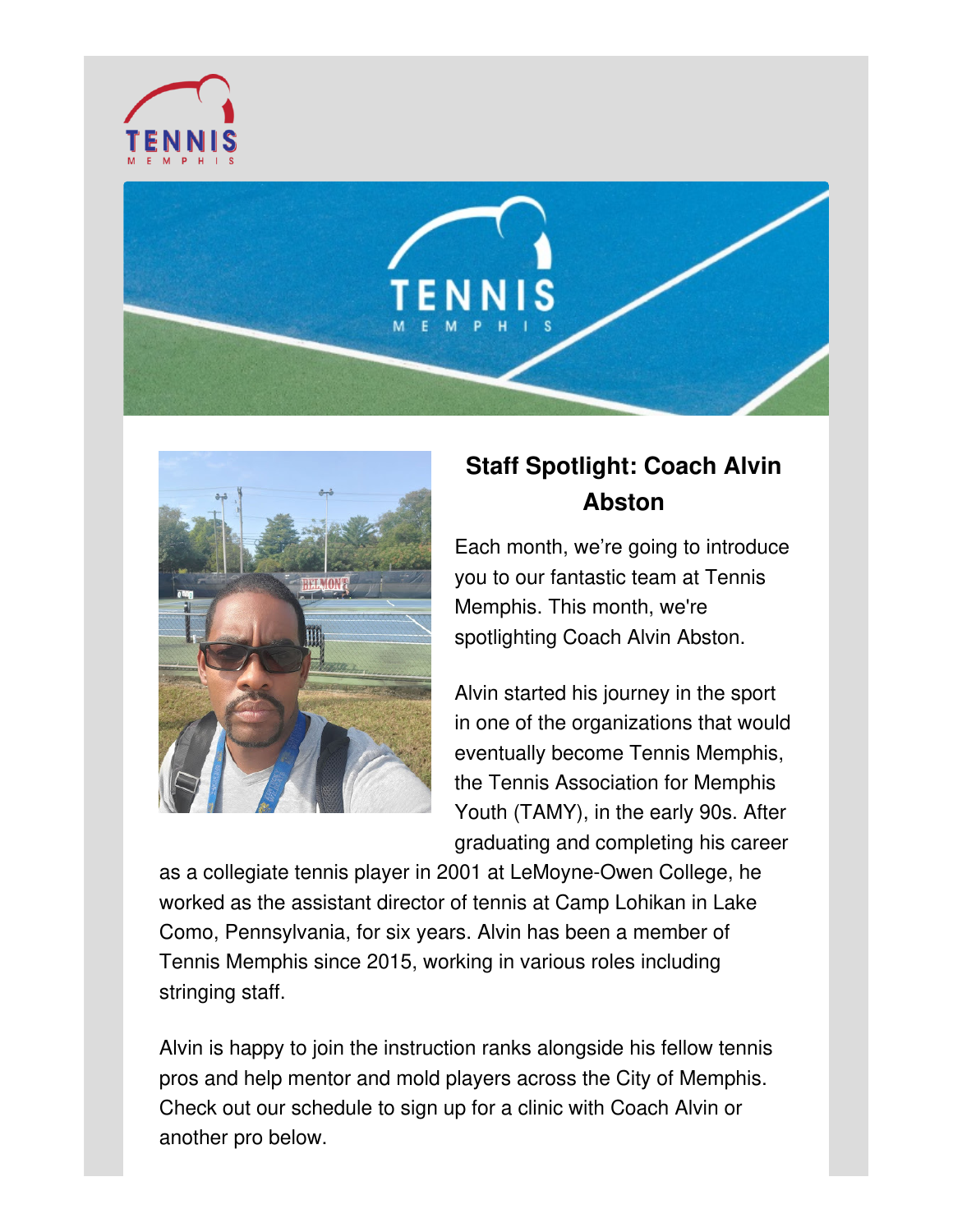## Staff Spotlight: Coach Alvin Abston

Each month, we're going to introduce you to our fantastic team at Tennis Memphis. This month, we're spotlighting Coach Alvin Abston.

Alvin started his journey in the sport in one of the organizations that would eventually become Tennis Memphis, the Tennis Association for Memphis Youth (TAMY), in the early 90s. After graduating and completing his career as a collegiate tennis player in 2001 at LeMoyne-Owen College, he worked as the assistant director of tennis at Camp Lohikan in Lake Como, Pennsylvania, for six years. Alvin has been a member of Tennis Memphis since 2015, working in various roles including stringing staff.

Alvin is happy to join the instruction ranks alongside his fellow tennis pros and help mentor and mold players across the City of Memphis. Check out our schedule to sign up for a clinic with Coach Alvin or another pro below.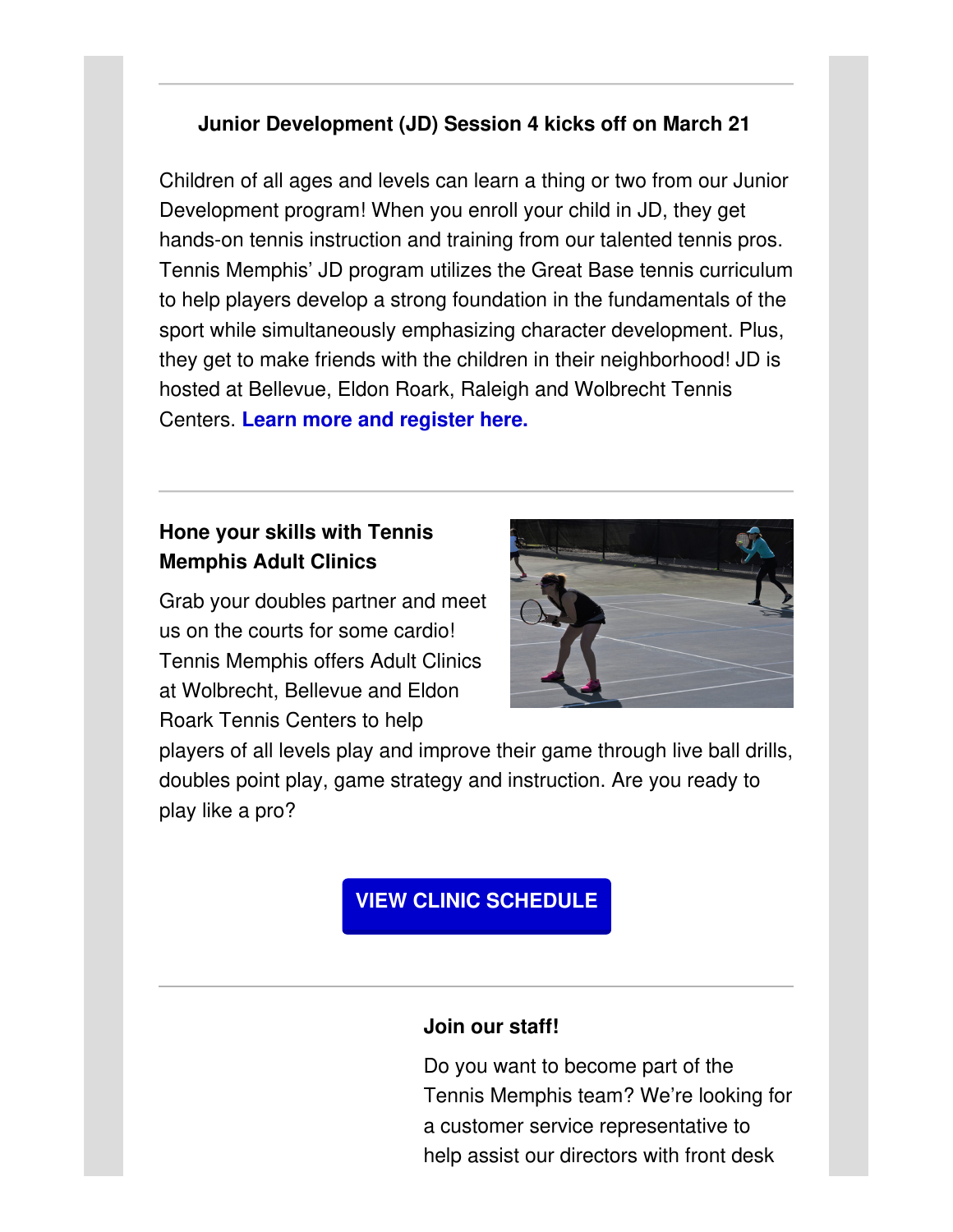---

**Junior Development (JD) Session 4 kicks off on March 21**

Children of all ages and levels can learn a thing or two from our Junior Development program! When you enroll your child in JD, they get hands-on tennis instruction and training from our talented tennis pros. Tennis Memphis' JD program utilizes the Great Base tennis curriculum to help players develop a strong foundation in the fundamentals of the sport while simultaneously emphasizing character development. Plus, they get to make friends with the children in their neighborhood! JD is hosted at Bellevue, Eldon Roark, Raleigh and Wolbrecht Tennis Centers. **Learn more and register here.**

---

**Hone your skills with Tennis Memphis Adult Clinics**

Grab your doubles partner and meet us on the courts for some cardio! Tennis Memphis offers Adult Clinics at Wolbrecht, Bellevue and Eldon Roark Tennis Centers to help players of all levels play and improve their game through live ball drills, doubles point play, game strategy and instruction. Are you ready to play like a pro?

**VIEW CLINIC SCHEDULE**

---

**Join our staff!**

Do you want to become part of the Tennis Memphis team? We're looking for a customer service representative to help assist our directors with front desk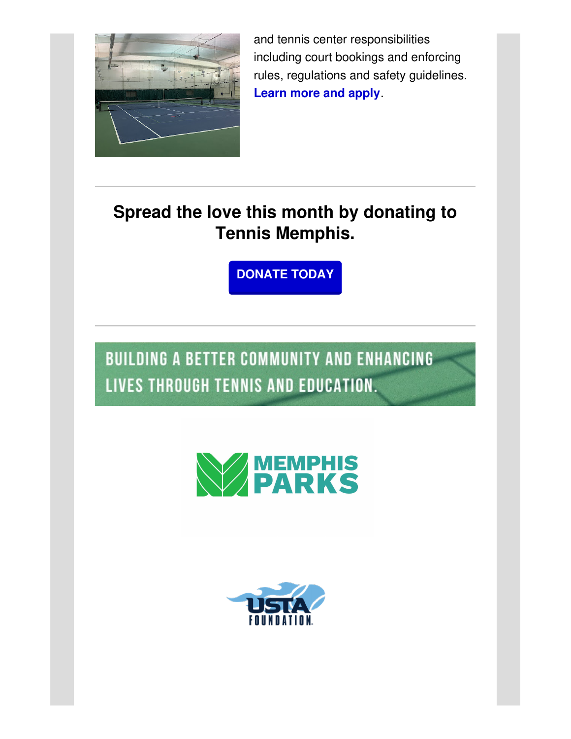and tennis center responsibilities including court bookings and enforcing rules, regulations and safety guidelines. **Learn more and apply**.

---

## Spread the love this month by donating to Tennis Memphis.

**DONATE TODAY**

---

BUILDING A BETTER COMMUNITY AND ENHANCING LIVES THROUGH TENNIS AND EDUCATION.

MEMPHIS PARKS

USTA FOUNDATION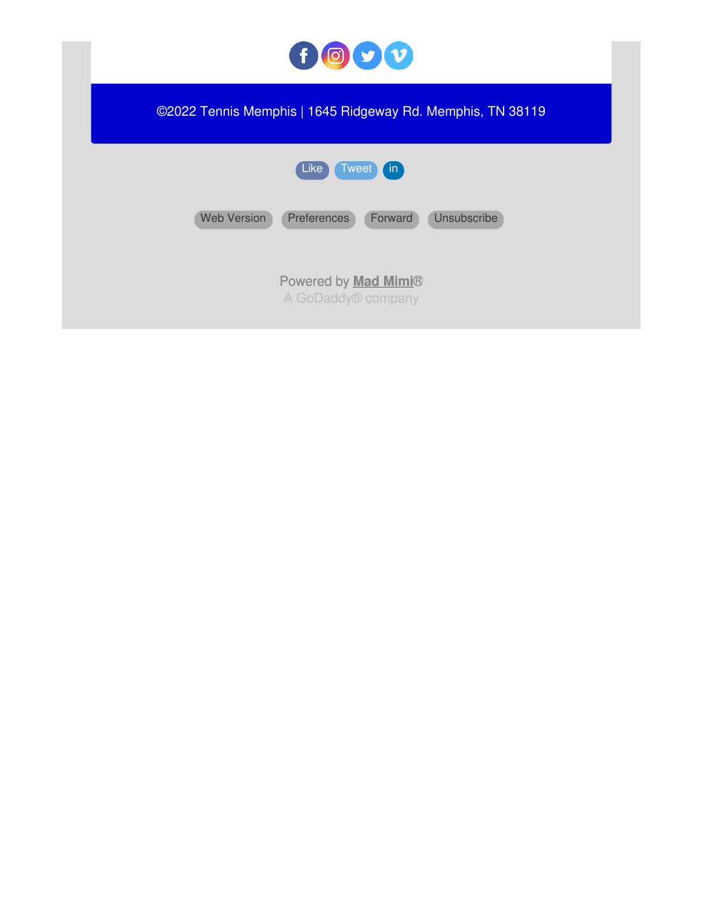©2022 Tennis Memphis | 1645 Ridgeway Rd. Memphis, TN 38119

Like Tweet in

Web Version Preferences Forward Unsubscribe

Powered by **Mad Mimi**®
A GoDaddy® company